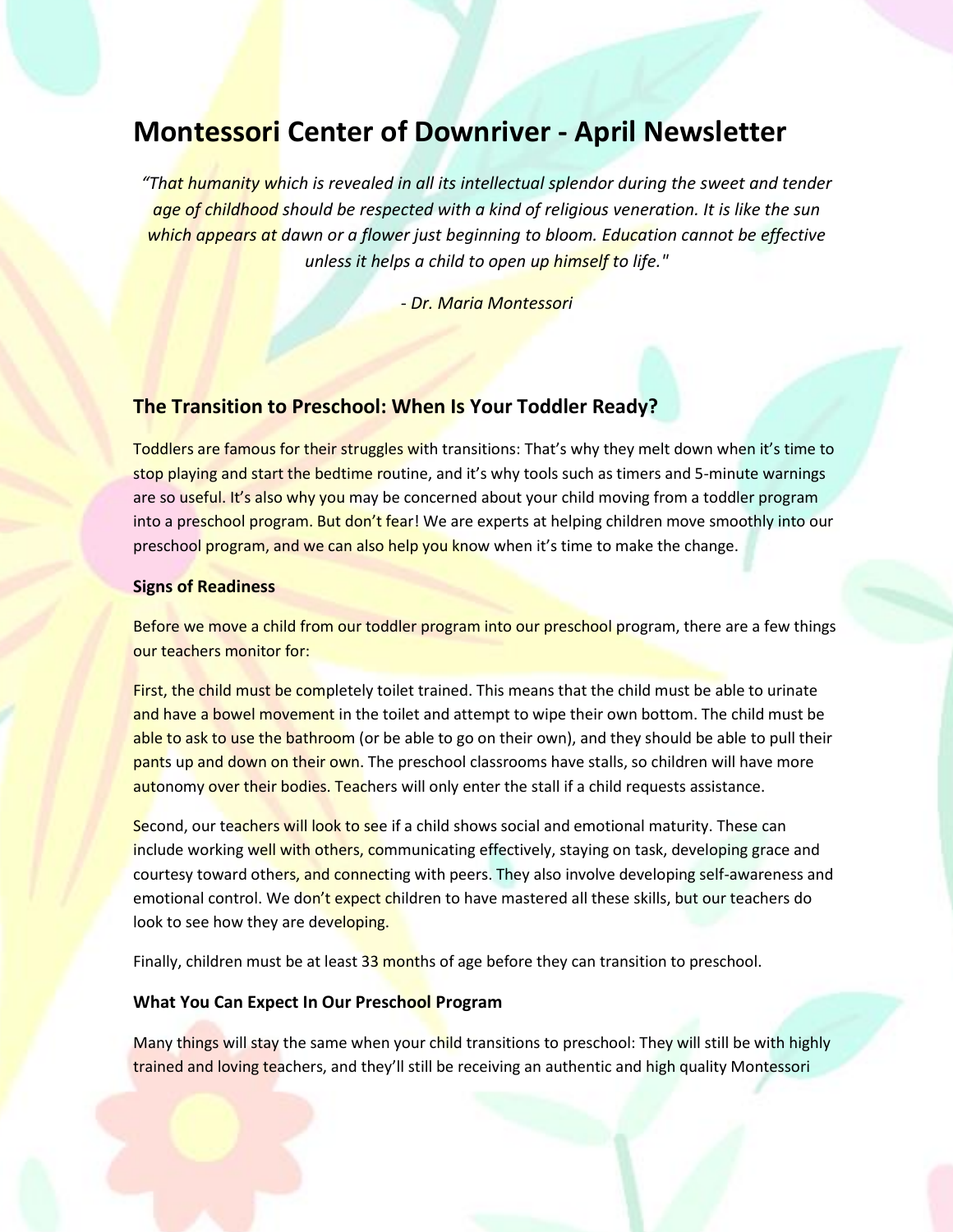# Montessori Center of Downriver - April Newsletter

*"That humanity which is revealed in all its intellectual splendor during the sweet and tender age of childhood should be respected with a kind of religious veneration. It is like the sun which appears at dawn or a flower just beginning to bloom. Education cannot be effective unless it helps a child to open up himself to life."*

*- Dr. Maria Montessori*

## The Transition to Preschool: When Is Your Toddler Ready?

Toddlers are famous for their struggles with transitions: That's why they melt down when it's time to stop playing and start the bedtime routine, and it's why tools such as timers and 5-minute warnings are so useful. It's also why you may be concerned about your child moving from a toddler program into a preschool program. But don't fear! We are experts at helping children move smoothly into our preschool program, and we can also help you know when it's time to make the change.

### Signs of Readiness

Before we move a child from our toddler program into our preschool program, there are a few things our teachers monitor for:

First, the child must be completely toilet trained. This means that the child must be able to urinate and have a bowel movement in the toilet and attempt to wipe their own bottom. The child must be able to ask to use the bathroom (or be able to go on their own), and they should be able to pull their pants up and down on their own. The preschool classrooms have stalls, so children will have more autonomy over their bodies. Teachers will only enter the stall if a child requests assistance.

Second, our teachers will look to see if a child shows social and emotional maturity. These can include working well with others, communicating effectively, staying on task, developing grace and courtesy toward others, and connecting with peers. They also involve developing self-awareness and emotional control. We don't expect children to have mastered all these skills, but our teachers do look to see how they are developing.

Finally, children must be at least 33 months of age before they can transition to preschool.

### What You Can Expect In Our Preschool Program

Many things will stay the same when your child transitions to preschool: They will still be with highly trained and loving teachers, and they'll still be receiving an authentic and high quality Montessori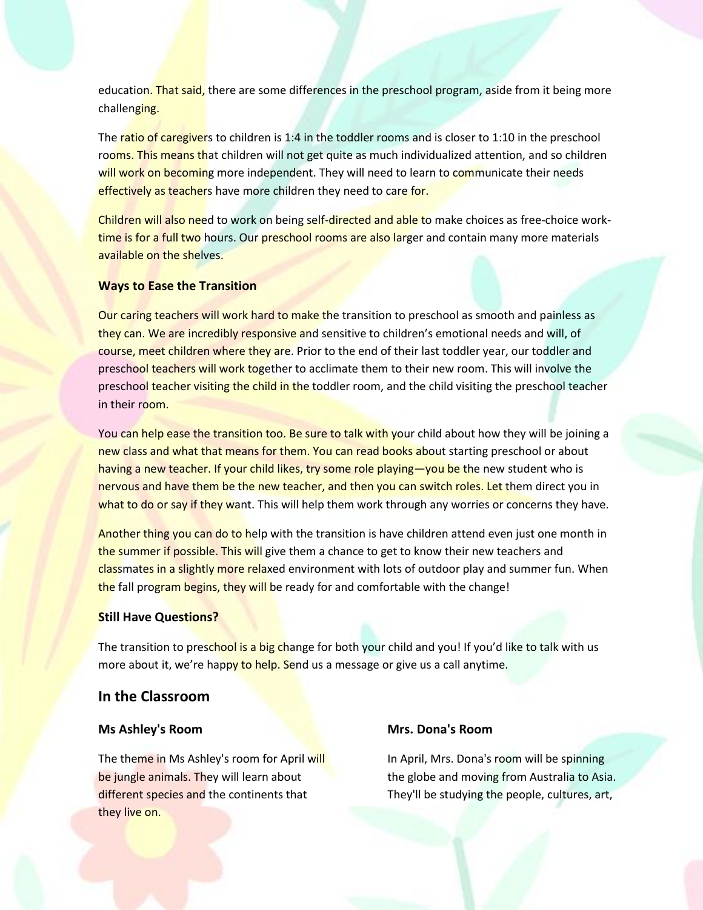education. That said, there are some differences in the preschool program, aside from it being more challenging.

The ratio of caregivers to children is 1:4 in the toddler rooms and is closer to 1:10 in the preschool rooms. This means that children will not get quite as much individualized attention, and so children will work on becoming more independent. They will need to learn to communicate their needs effectively as teachers have more children they need to care for.

Children will also need to work on being self-directed and able to make choices as free-choice work-time is for a full two hours. Our preschool rooms are also larger and contain many more materials available on the shelves.

### Ways to Ease the Transition

Our caring teachers will work hard to make the transition to preschool as smooth and painless as they can. We are incredibly responsive and sensitive to children's emotional needs and will, of course, meet children where they are. Prior to the end of their last toddler year, our toddler and preschool teachers will work together to acclimate them to their new room. This will involve the preschool teacher visiting the child in the toddler room, and the child visiting the preschool teacher in their room.

You can help ease the transition too. Be sure to talk with your child about how they will be joining a new class and what that means for them. You can read books about starting preschool or about having a new teacher. If your child likes, try some role playing—you be the new student who is nervous and have them be the new teacher, and then you can switch roles. Let them direct you in what to do or say if they want. This will help them work through any worries or concerns they have.

Another thing you can do to help with the transition is have children attend even just one month in the summer if possible. This will give them a chance to get to know their new teachers and classmates in a slightly more relaxed environment with lots of outdoor play and summer fun. When the fall program begins, they will be ready for and comfortable with the change!

### Still Have Questions?

The transition to preschool is a big change for both your child and you! If you'd like to talk with us more about it, we're happy to help. Send us a message or give us a call anytime.

## In the Classroom

### Ms Ashley's Room

The theme in Ms Ashley's room for April will be jungle animals. They will learn about different species and the continents that they live on.

### Mrs. Dona's Room

In April, Mrs. Dona's room will be spinning the globe and moving from Australia to Asia. They'll be studying the people, cultures, art,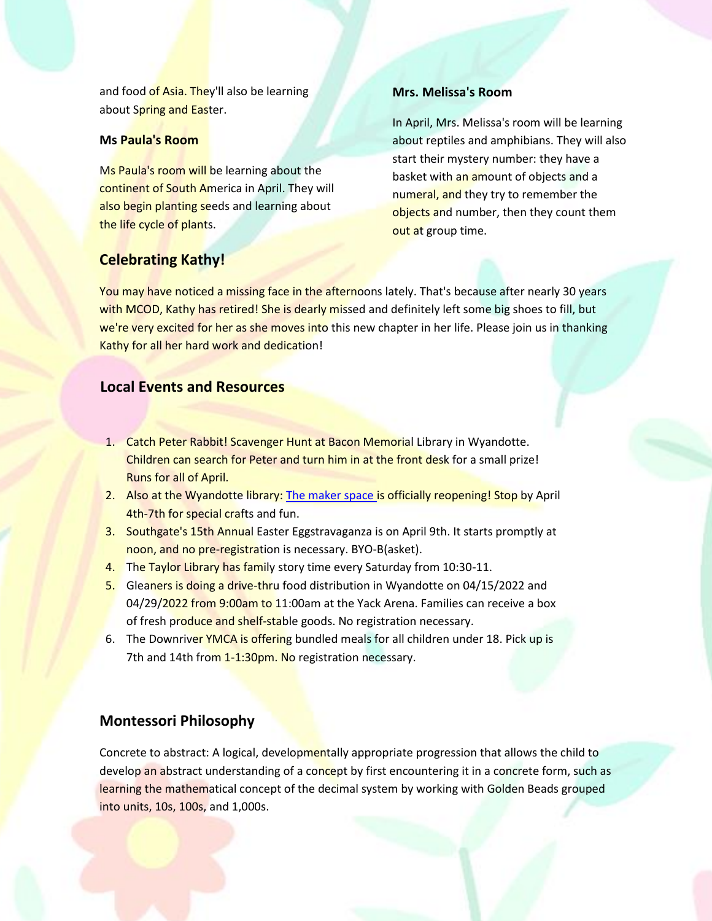and food of Asia. They'll also be learning about Spring and Easter.

**Ms Paula's Room**

Ms Paula's room will be learning about the continent of South America in April. They will also begin planting seeds and learning about the life cycle of plants.

**Mrs. Melissa's Room**

In April, Mrs. Melissa's room will be learning about reptiles and amphibians. They will also start their mystery number: they have a basket with an amount of objects and a numeral, and they try to remember the objects and number, then they count them out at group time.

## Celebrating Kathy!

You may have noticed a missing face in the afternoons lately. That's because after nearly 30 years with MCOD, Kathy has retired! She is dearly missed and definitely left some big shoes to fill, but we're very excited for her as she moves into this new chapter in her life. Please join us in thanking Kathy for all her hard work and dedication!

## Local Events and Resources

1. Catch Peter Rabbit! Scavenger Hunt at Bacon Memorial Library in Wyandotte. Children can search for Peter and turn him in at the front desk for a small prize! Runs for all of April.
2. Also at the Wyandotte library: The maker space is officially reopening! Stop by April 4th-7th for special crafts and fun.
3. Southgate's 15th Annual Easter Eggstravaganza is on April 9th. It starts promptly at noon, and no pre-registration is necessary. BYO-B(asket).
4. The Taylor Library has family story time every Saturday from 10:30-11.
5. Gleaners is doing a drive-thru food distribution in Wyandotte on 04/15/2022 and 04/29/2022 from 9:00am to 11:00am at the Yack Arena. Families can receive a box of fresh produce and shelf-stable goods. No registration necessary.
6. The Downriver YMCA is offering bundled meals for all children under 18. Pick up is 7th and 14th from 1-1:30pm. No registration necessary.

## Montessori Philosophy

Concrete to abstract: A logical, developmentally appropriate progression that allows the child to develop an abstract understanding of a concept by first encountering it in a concrete form, such as learning the mathematical concept of the decimal system by working with Golden Beads grouped into units, 10s, 100s, and 1,000s.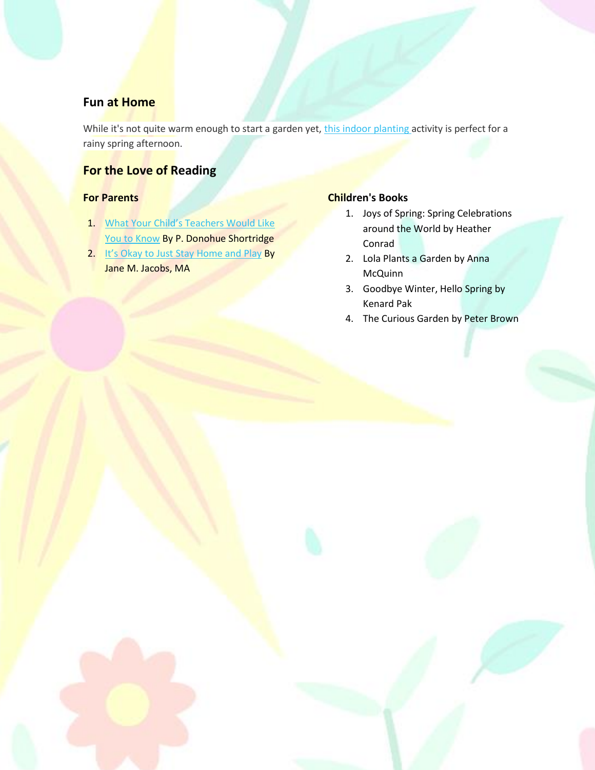## Fun at Home

While it's not quite warm enough to start a garden yet, this indoor planting activity is perfect for a rainy spring afternoon.

## For the Love of Reading

### For Parents

1. What Your Child's Teachers Would Like You to Know By P. Donohue Shortridge
2. It's Okay to Just Stay Home and Play By Jane M. Jacobs, MA

### Children's Books

1. Joys of Spring: Spring Celebrations around the World by Heather Conrad
2. Lola Plants a Garden by Anna McQuinn
3. Goodbye Winter, Hello Spring by Kenard Pak
4. The Curious Garden by Peter Brown